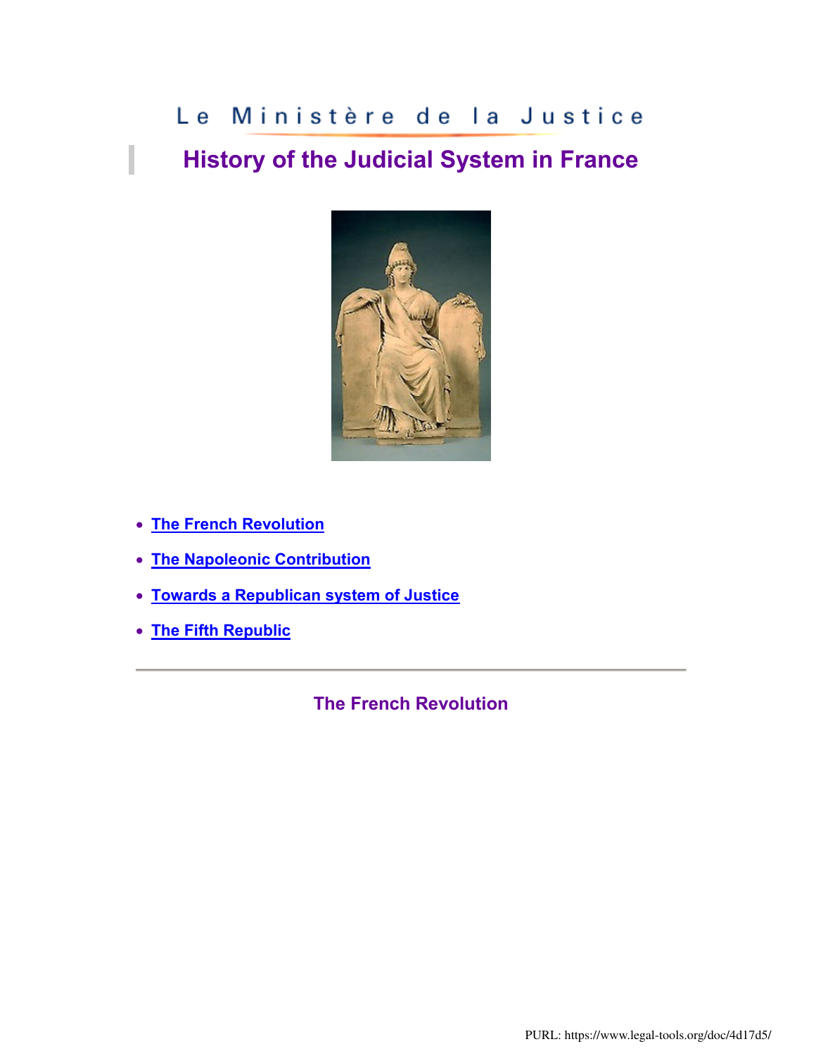Le Ministère de la Justice

# History of the Judicial System in France

- The French Revolution
- The Napoleonic Contribution
- Towards a Republican system of Justice
- The Fifth Republic

---

## The French Revolution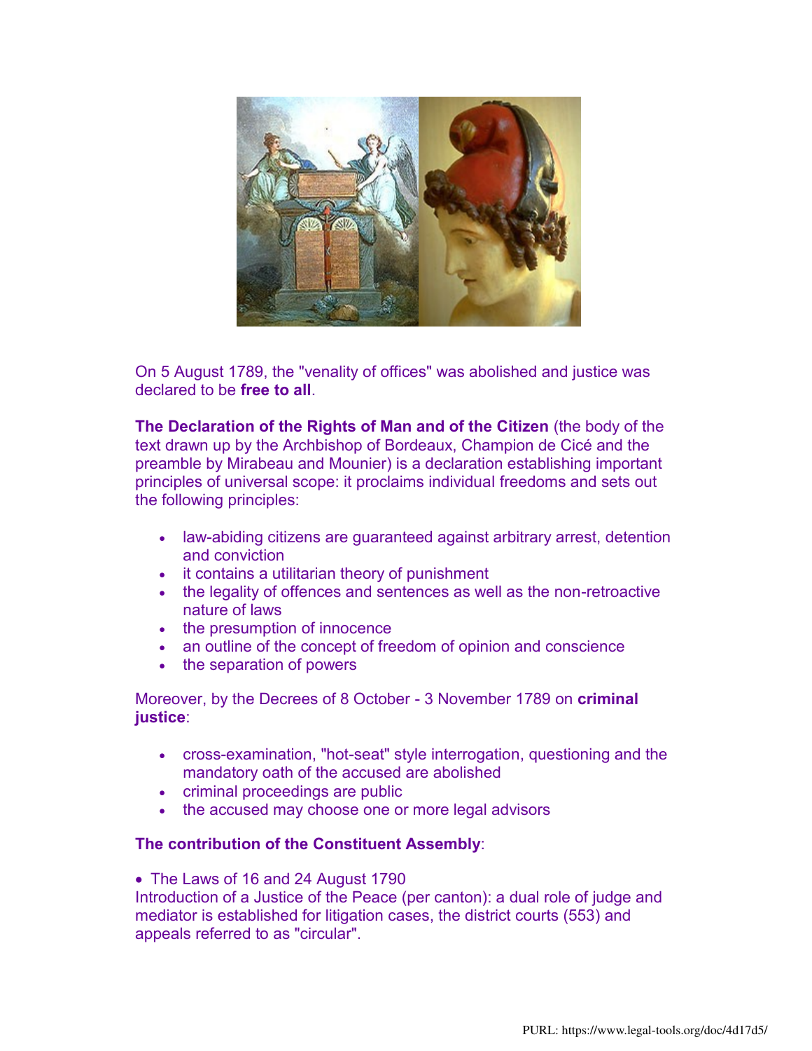On 5 August 1789, the "venality of offices" was abolished and justice was declared to be **free to all**.

**The Declaration of the Rights of Man and of the Citizen** (the body of the text drawn up by the Archbishop of Bordeaux, Champion de Cicé and the preamble by Mirabeau and Mounier) is a declaration establishing important principles of universal scope: it proclaims individual freedoms and sets out the following principles:

- law-abiding citizens are guaranteed against arbitrary arrest, detention and conviction
- it contains a utilitarian theory of punishment
- the legality of offences and sentences as well as the non-retroactive nature of laws
- the presumption of innocence
- an outline of the concept of freedom of opinion and conscience
- the separation of powers

Moreover, by the Decrees of 8 October - 3 November 1789 on **criminal justice**:

- cross-examination, "hot-seat" style interrogation, questioning and the mandatory oath of the accused are abolished
- criminal proceedings are public
- the accused may choose one or more legal advisors

**The contribution of the Constituent Assembly**:

- The Laws of 16 and 24 August 1790

Introduction of a Justice of the Peace (per canton): a dual role of judge and mediator is established for litigation cases, the district courts (553) and appeals referred to as "circular".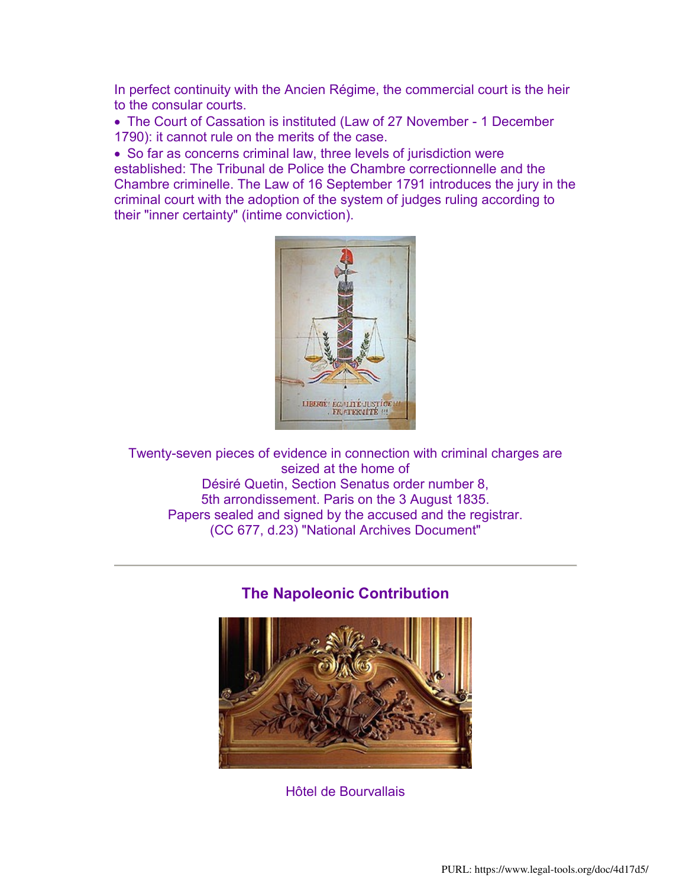In perfect continuity with the Ancien Régime, the commercial court is the heir to the consular courts.

- The Court of Cassation is instituted (Law of 27 November - 1 December 1790): it cannot rule on the merits of the case.
- So far as concerns criminal law, three levels of jurisdiction were established: The Tribunal de Police the Chambre correctionnelle and the Chambre criminelle. The Law of 16 September 1791 introduces the jury in the criminal court with the adoption of the system of judges ruling according to their "inner certainty" (intime conviction).

Twenty-seven pieces of evidence in connection with criminal charges are seized at the home of
Désiré Quetin, Section Senatus order number 8,
5th arrondissement. Paris on the 3 August 1835.
Papers sealed and signed by the accused and the registrar.
(CC 677, d.23) "National Archives Document"

---

## The Napoleonic Contribution

Hôtel de Bourvallais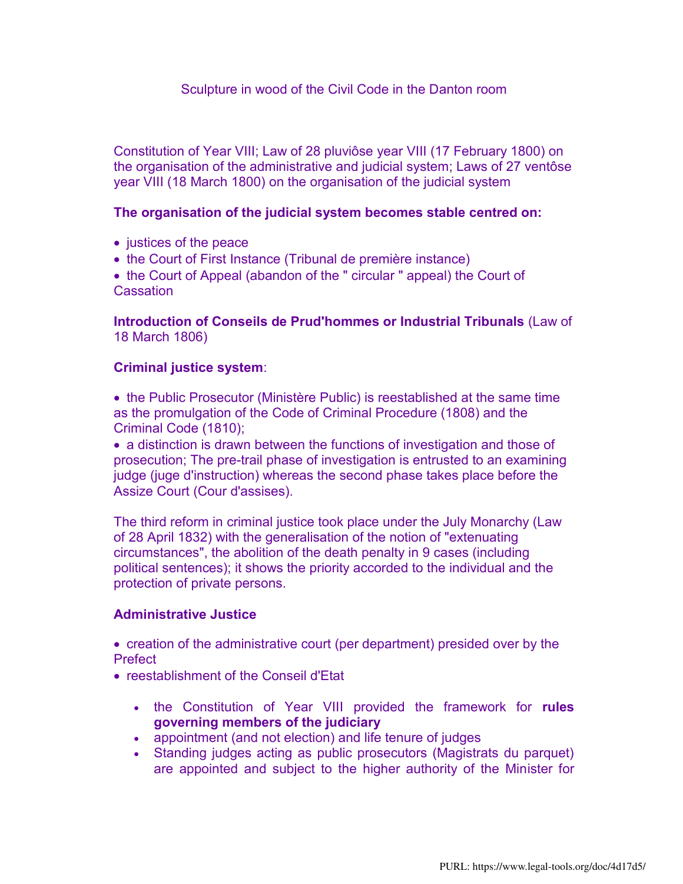Sculpture in wood of the Civil Code in the Danton room

Constitution of Year VIII; Law of 28 pluviôse year VIII (17 February 1800) on the organisation of the administrative and judicial system; Laws of 27 ventôse year VIII (18 March 1800) on the organisation of the judicial system

**The organisation of the judicial system becomes stable centred on:**

- justices of the peace
- the Court of First Instance (Tribunal de première instance)
- the Court of Appeal (abandon of the " circular " appeal) the Court of Cassation

**Introduction of Conseils de Prud'hommes or Industrial Tribunals** (Law of 18 March 1806)

**Criminal justice system**:

- the Public Prosecutor (Ministère Public) is reestablished at the same time as the promulgation of the Code of Criminal Procedure (1808) and the Criminal Code (1810);
- a distinction is drawn between the functions of investigation and those of prosecution; The pre-trail phase of investigation is entrusted to an examining judge (juge d'instruction) whereas the second phase takes place before the Assize Court (Cour d'assises).

The third reform in criminal justice took place under the July Monarchy (Law of 28 April 1832) with the generalisation of the notion of "extenuating circumstances", the abolition of the death penalty in 9 cases (including political sentences); it shows the priority accorded to the individual and the protection of private persons.

**Administrative Justice**

- creation of the administrative court (per department) presided over by the Prefect
- reestablishment of the Conseil d'Etat
    - the Constitution of Year VIII provided the framework for **rules governing members of the judiciary**
    - appointment (and not election) and life tenure of judges
    - Standing judges acting as public prosecutors (Magistrats du parquet) are appointed and subject to the higher authority of the Minister for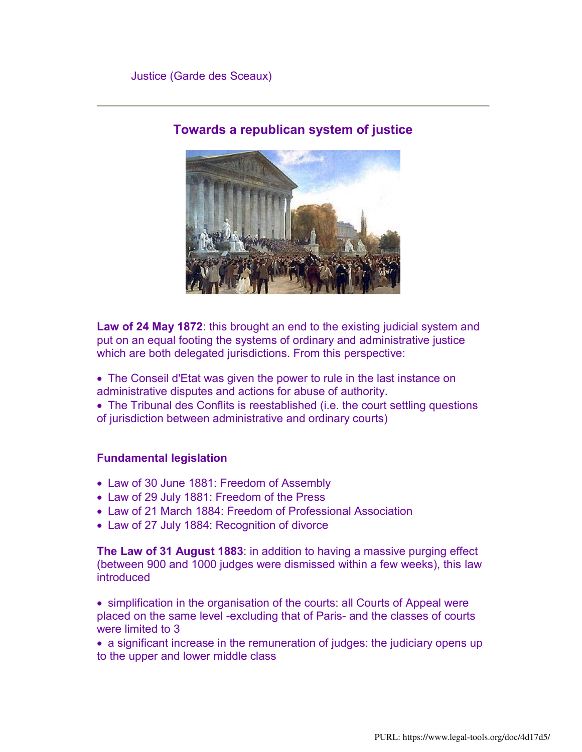Justice (Garde des Sceaux)

---

## Towards a republican system of justice

**Law of 24 May 1872**: this brought an end to the existing judicial system and put on an equal footing the systems of ordinary and administrative justice which are both delegated jurisdictions. From this perspective:

- The Conseil d'Etat was given the power to rule in the last instance on administrative disputes and actions for abuse of authority.
- The Tribunal des Conflits is reestablished (i.e. the court settling questions of jurisdiction between administrative and ordinary courts)

**Fundamental legislation**

- Law of 30 June 1881: Freedom of Assembly
- Law of 29 July 1881: Freedom of the Press
- Law of 21 March 1884: Freedom of Professional Association
- Law of 27 July 1884: Recognition of divorce

**The Law of 31 August 1883**: in addition to having a massive purging effect (between 900 and 1000 judges were dismissed within a few weeks), this law introduced

- simplification in the organisation of the courts: all Courts of Appeal were placed on the same level -excluding that of Paris- and the classes of courts were limited to 3
- a significant increase in the remuneration of judges: the judiciary opens up to the upper and lower middle class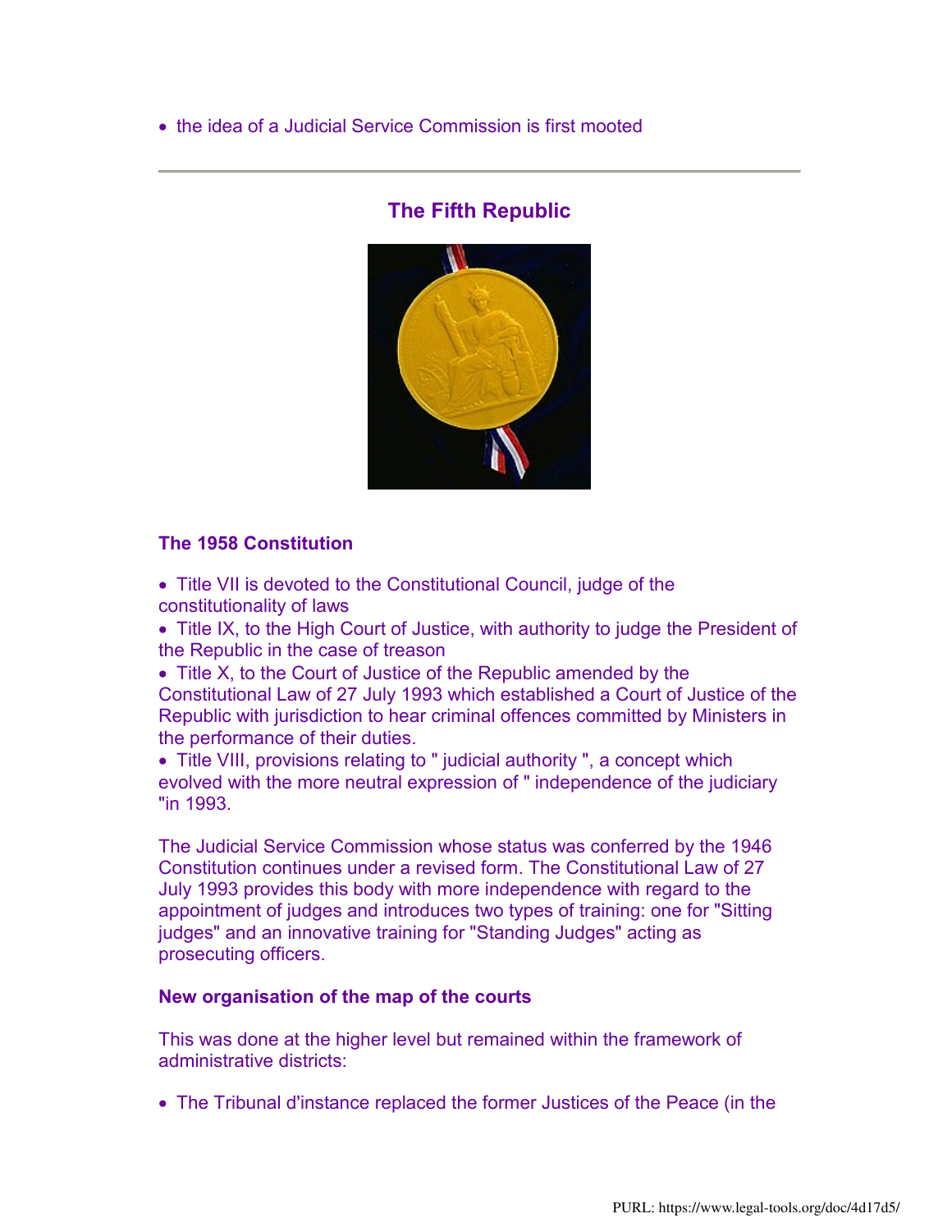- the idea of a Judicial Service Commission is first mooted

---

## The Fifth Republic

### The 1958 Constitution

- Title VII is devoted to the Constitutional Council, judge of the constitutionality of laws
- Title IX, to the High Court of Justice, with authority to judge the President of the Republic in the case of treason
- Title X, to the Court of Justice of the Republic amended by the Constitutional Law of 27 July 1993 which established a Court of Justice of the Republic with jurisdiction to hear criminal offences committed by Ministers in the performance of their duties.
- Title VIII, provisions relating to " judicial authority ", a concept which evolved with the more neutral expression of " independence of the judiciary "in 1993.

The Judicial Service Commission whose status was conferred by the 1946 Constitution continues under a revised form. The Constitutional Law of 27 July 1993 provides this body with more independence with regard to the appointment of judges and introduces two types of training: one for "Sitting judges" and an innovative training for "Standing Judges" acting as prosecuting officers.

### New organisation of the map of the courts

This was done at the higher level but remained within the framework of administrative districts:

- The Tribunal d'instance replaced the former Justices of the Peace (in the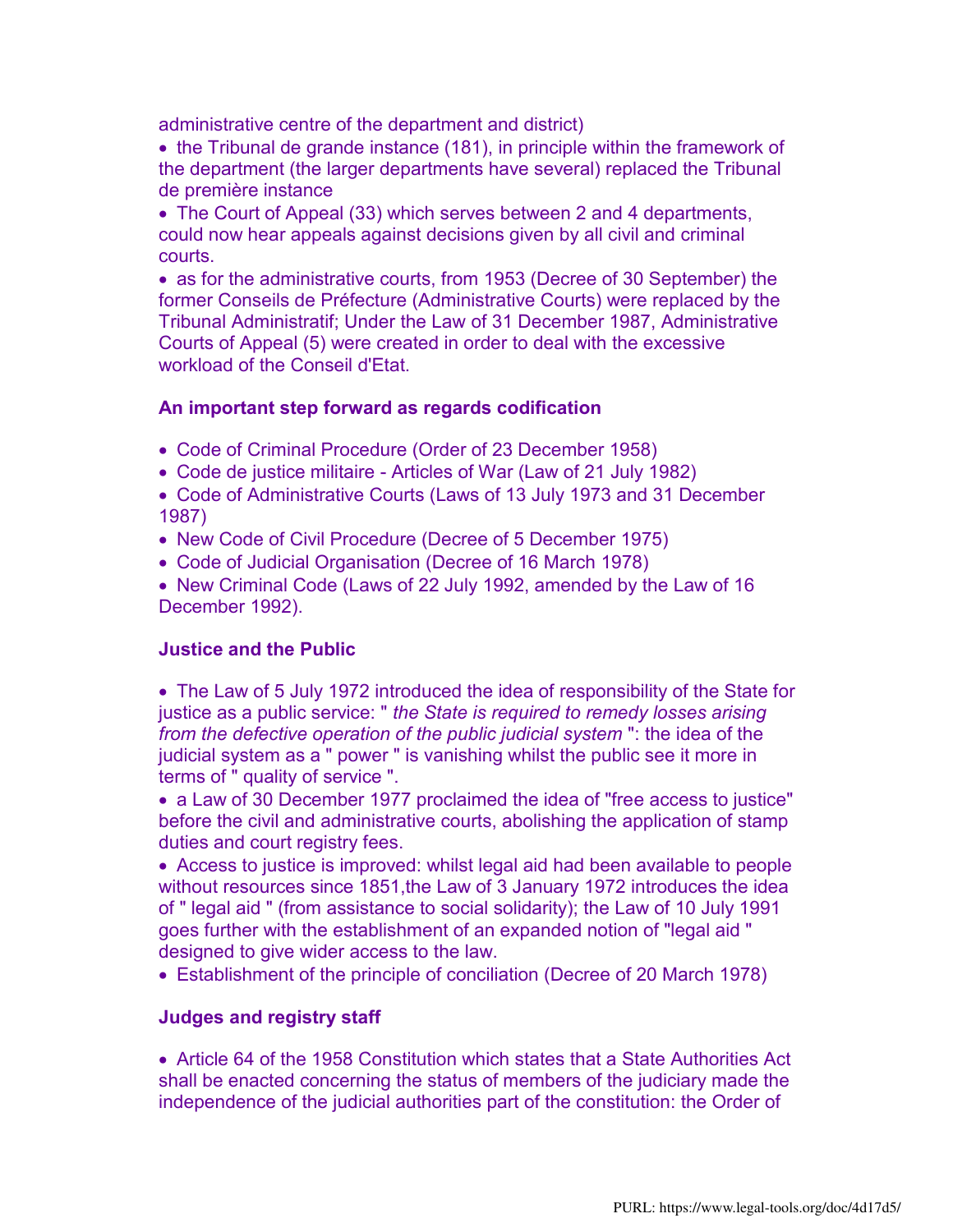administrative centre of the department and district)

- the Tribunal de grande instance (181), in principle within the framework of the department (the larger departments have several) replaced the Tribunal de première instance
- The Court of Appeal (33) which serves between 2 and 4 departments, could now hear appeals against decisions given by all civil and criminal courts.
- as for the administrative courts, from 1953 (Decree of 30 September) the former Conseils de Préfecture (Administrative Courts) were replaced by the Tribunal Administratif; Under the Law of 31 December 1987, Administrative Courts of Appeal (5) were created in order to deal with the excessive workload of the Conseil d'Etat.

**An important step forward as regards codification**

- Code of Criminal Procedure (Order of 23 December 1958)
- Code de justice militaire - Articles of War (Law of 21 July 1982)
- Code of Administrative Courts (Laws of 13 July 1973 and 31 December 1987)
- New Code of Civil Procedure (Decree of 5 December 1975)
- Code of Judicial Organisation (Decree of 16 March 1978)
- New Criminal Code (Laws of 22 July 1992, amended by the Law of 16 December 1992).

**Justice and the Public**

- The Law of 5 July 1972 introduced the idea of responsibility of the State for justice as a public service: " *the State is required to remedy losses arising from the defective operation of the public judicial system* ": the idea of the judicial system as a " power " is vanishing whilst the public see it more in terms of " quality of service ".
- a Law of 30 December 1977 proclaimed the idea of "free access to justice" before the civil and administrative courts, abolishing the application of stamp duties and court registry fees.
- Access to justice is improved: whilst legal aid had been available to people without resources since 1851,the Law of 3 January 1972 introduces the idea of " legal aid " (from assistance to social solidarity); the Law of 10 July 1991 goes further with the establishment of an expanded notion of "legal aid " designed to give wider access to the law.
- Establishment of the principle of conciliation (Decree of 20 March 1978)

**Judges and registry staff**

- Article 64 of the 1958 Constitution which states that a State Authorities Act shall be enacted concerning the status of members of the judiciary made the independence of the judicial authorities part of the constitution: the Order of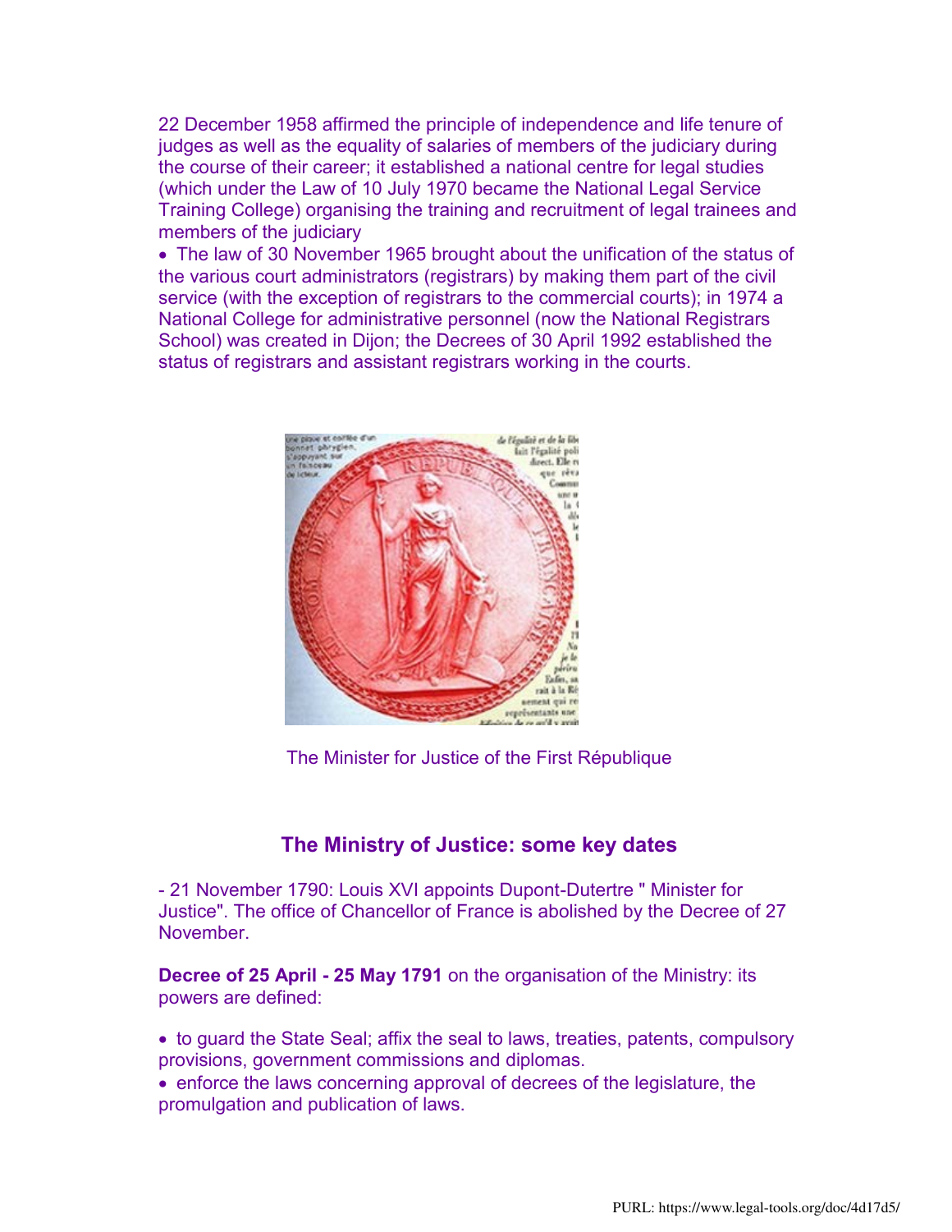22 December 1958 affirmed the principle of independence and life tenure of judges as well as the equality of salaries of members of the judiciary during the course of their career; it established a national centre for legal studies (which under the Law of 10 July 1970 became the National Legal Service Training College) organising the training and recruitment of legal trainees and members of the judiciary

- The law of 30 November 1965 brought about the unification of the status of the various court administrators (registrars) by making them part of the civil service (with the exception of registrars to the commercial courts); in 1974 a National College for administrative personnel (now the National Registrars School) was created in Dijon; the Decrees of 30 April 1992 established the status of registrars and assistant registrars working in the courts.

The Minister for Justice of the First République

## The Ministry of Justice: some key dates

- 21 November 1790: Louis XVI appoints Dupont-Dutertre " Minister for Justice". The office of Chancellor of France is abolished by the Decree of 27 November.

**Decree of 25 April - 25 May 1791** on the organisation of the Ministry: its powers are defined:

- to guard the State Seal; affix the seal to laws, treaties, patents, compulsory provisions, government commissions and diplomas.
- enforce the laws concerning approval of decrees of the legislature, the promulgation and publication of laws.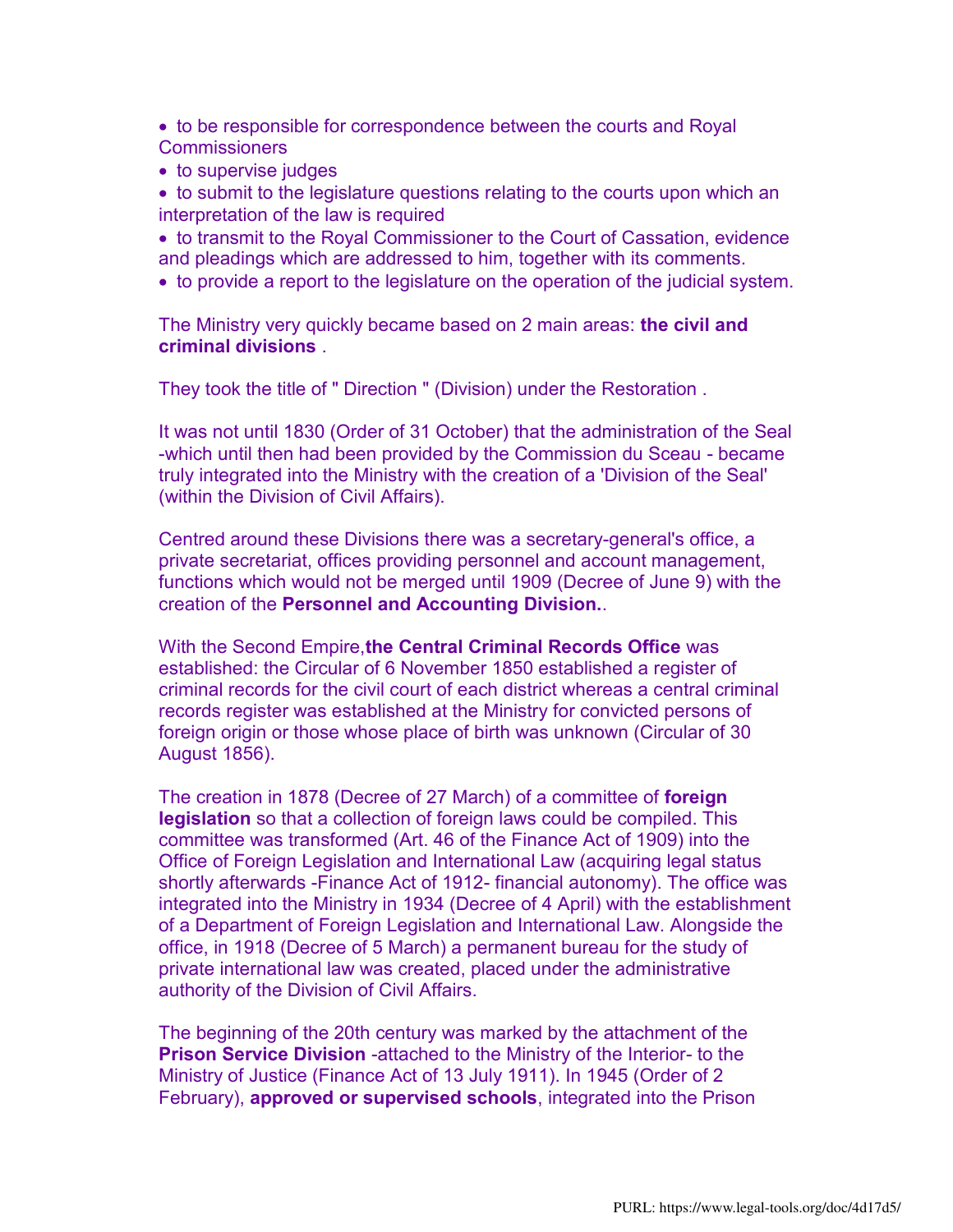- to be responsible for correspondence between the courts and Royal Commissioners
- to supervise judges
- to submit to the legislature questions relating to the courts upon which an interpretation of the law is required
- to transmit to the Royal Commissioner to the Court of Cassation, evidence and pleadings which are addressed to him, together with its comments.
- to provide a report to the legislature on the operation of the judicial system.

The Ministry very quickly became based on 2 main areas: **the civil and criminal divisions** .

They took the title of " Direction " (Division) under the Restoration .

It was not until 1830 (Order of 31 October) that the administration of the Seal -which until then had been provided by the Commission du Sceau - became truly integrated into the Ministry with the creation of a 'Division of the Seal' (within the Division of Civil Affairs).

Centred around these Divisions there was a secretary-general's office, a private secretariat, offices providing personnel and account management, functions which would not be merged until 1909 (Decree of June 9) with the creation of the **Personnel and Accounting Division.**.

With the Second Empire,**the Central Criminal Records Office** was established: the Circular of 6 November 1850 established a register of criminal records for the civil court of each district whereas a central criminal records register was established at the Ministry for convicted persons of foreign origin or those whose place of birth was unknown (Circular of 30 August 1856).

The creation in 1878 (Decree of 27 March) of a committee of **foreign legislation** so that a collection of foreign laws could be compiled. This committee was transformed (Art. 46 of the Finance Act of 1909) into the Office of Foreign Legislation and International Law (acquiring legal status shortly afterwards -Finance Act of 1912- financial autonomy). The office was integrated into the Ministry in 1934 (Decree of 4 April) with the establishment of a Department of Foreign Legislation and International Law. Alongside the office, in 1918 (Decree of 5 March) a permanent bureau for the study of private international law was created, placed under the administrative authority of the Division of Civil Affairs.

The beginning of the 20th century was marked by the attachment of the **Prison Service Division** -attached to the Ministry of the Interior- to the Ministry of Justice (Finance Act of 13 July 1911). In 1945 (Order of 2 February), **approved or supervised schools**, integrated into the Prison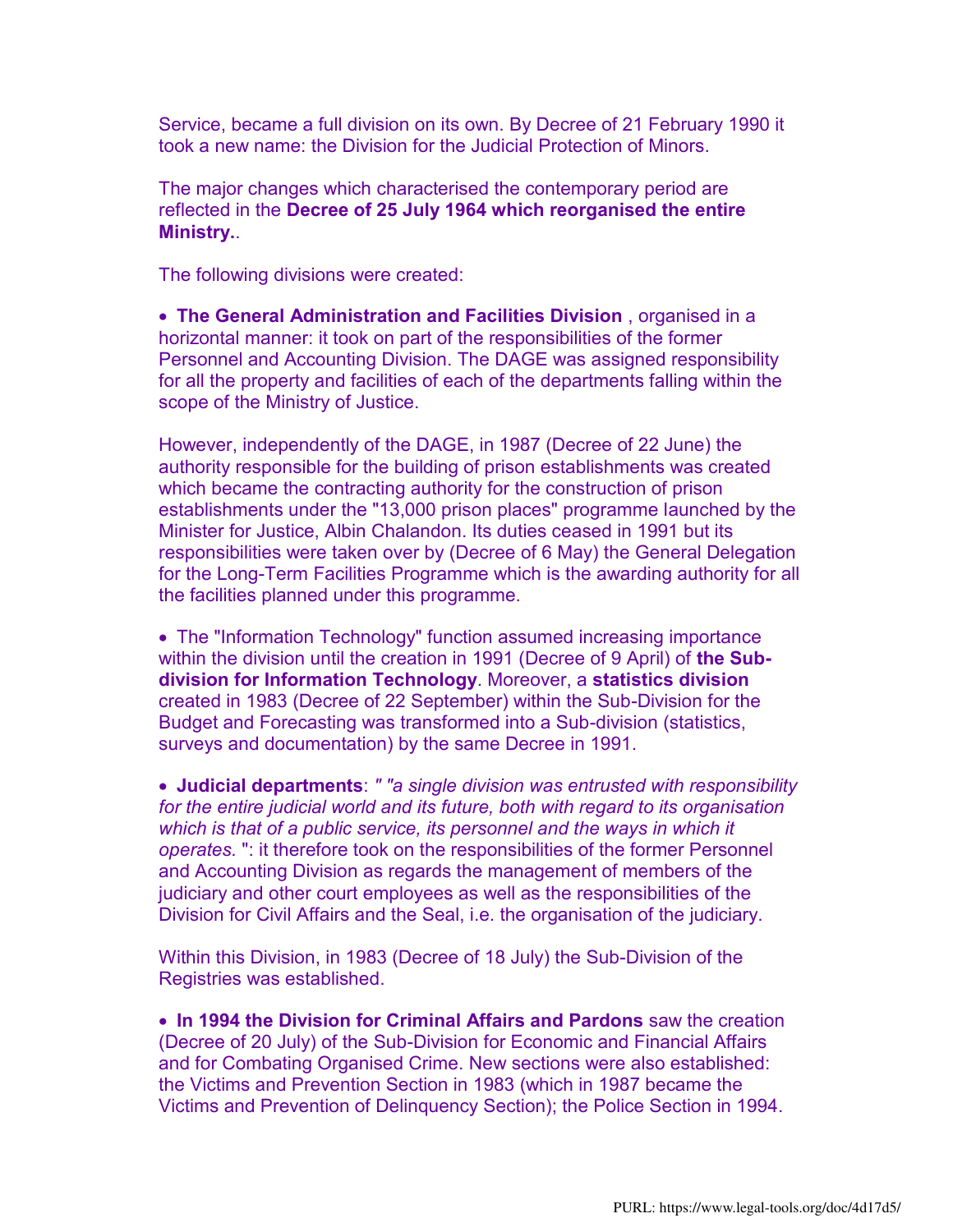Service, became a full division on its own. By Decree of 21 February 1990 it took a new name: the Division for the Judicial Protection of Minors.

The major changes which characterised the contemporary period are reflected in the **Decree of 25 July 1964 which reorganised the entire Ministry.**.

The following divisions were created:

- **The General Administration and Facilities Division** , organised in a horizontal manner: it took on part of the responsibilities of the former Personnel and Accounting Division. The DAGE was assigned responsibility for all the property and facilities of each of the departments falling within the scope of the Ministry of Justice.

However, independently of the DAGE, in 1987 (Decree of 22 June) the authority responsible for the building of prison establishments was created which became the contracting authority for the construction of prison establishments under the "13,000 prison places" programme launched by the Minister for Justice, Albin Chalandon. Its duties ceased in 1991 but its responsibilities were taken over by (Decree of 6 May) the General Delegation for the Long-Term Facilities Programme which is the awarding authority for all the facilities planned under this programme.

- The "Information Technology" function assumed increasing importance within the division until the creation in 1991 (Decree of 9 April) of **the Sub-division for Information Technology**. Moreover, a **statistics division** created in 1983 (Decree of 22 September) within the Sub-Division for the Budget and Forecasting was transformed into a Sub-division (statistics, surveys and documentation) by the same Decree in 1991.

- **Judicial departments**: *" "a single division was entrusted with responsibility for the entire judicial world and its future, both with regard to its organisation which is that of a public service, its personnel and the ways in which it operates.* ": it therefore took on the responsibilities of the former Personnel and Accounting Division as regards the management of members of the judiciary and other court employees as well as the responsibilities of the Division for Civil Affairs and the Seal, i.e. the organisation of the judiciary.

Within this Division, in 1983 (Decree of 18 July) the Sub-Division of the Registries was established.

- **In 1994 the Division for Criminal Affairs and Pardons** saw the creation (Decree of 20 July) of the Sub-Division for Economic and Financial Affairs and for Combating Organised Crime. New sections were also established: the Victims and Prevention Section in 1983 (which in 1987 became the Victims and Prevention of Delinquency Section); the Police Section in 1994.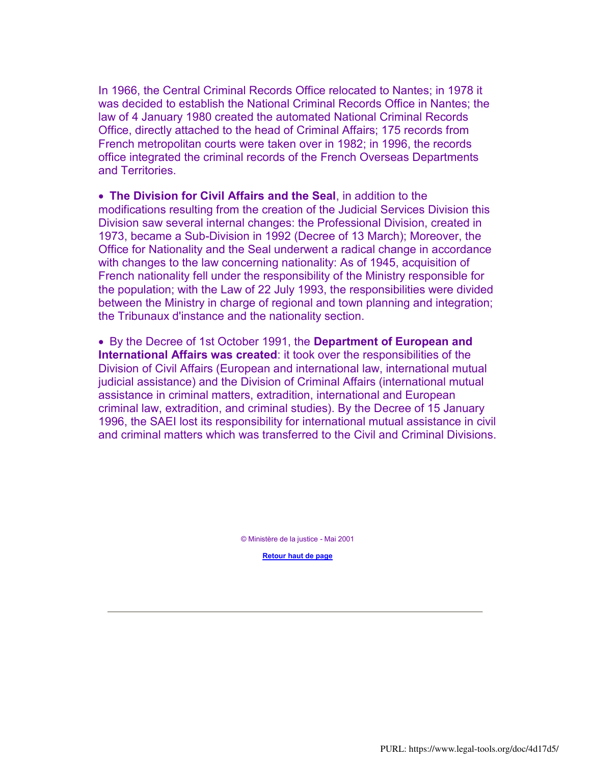In 1966, the Central Criminal Records Office relocated to Nantes; in 1978 it was decided to establish the National Criminal Records Office in Nantes; the law of 4 January 1980 created the automated National Criminal Records Office, directly attached to the head of Criminal Affairs; 175 records from French metropolitan courts were taken over in 1982; in 1996, the records office integrated the criminal records of the French Overseas Departments and Territories.

- **The Division for Civil Affairs and the Seal**, in addition to the modifications resulting from the creation of the Judicial Services Division this Division saw several internal changes: the Professional Division, created in 1973, became a Sub-Division in 1992 (Decree of 13 March); Moreover, the Office for Nationality and the Seal underwent a radical change in accordance with changes to the law concerning nationality: As of 1945, acquisition of French nationality fell under the responsibility of the Ministry responsible for the population; with the Law of 22 July 1993, the responsibilities were divided between the Ministry in charge of regional and town planning and integration; the Tribunaux d'instance and the nationality section.

- By the Decree of 1st October 1991, the **Department of European and International Affairs was created**: it took over the responsibilities of the Division of Civil Affairs (European and international law, international mutual judicial assistance) and the Division of Criminal Affairs (international mutual assistance in criminal matters, extradition, international and European criminal law, extradition, and criminal studies). By the Decree of 15 January 1996, the SAEI lost its responsibility for international mutual assistance in civil and criminal matters which was transferred to the Civil and Criminal Divisions.

© Ministère de la justice - Mai 2001

**Retour haut de page**

---

PURL: https://www.legal-tools.org/doc/4d17d5/